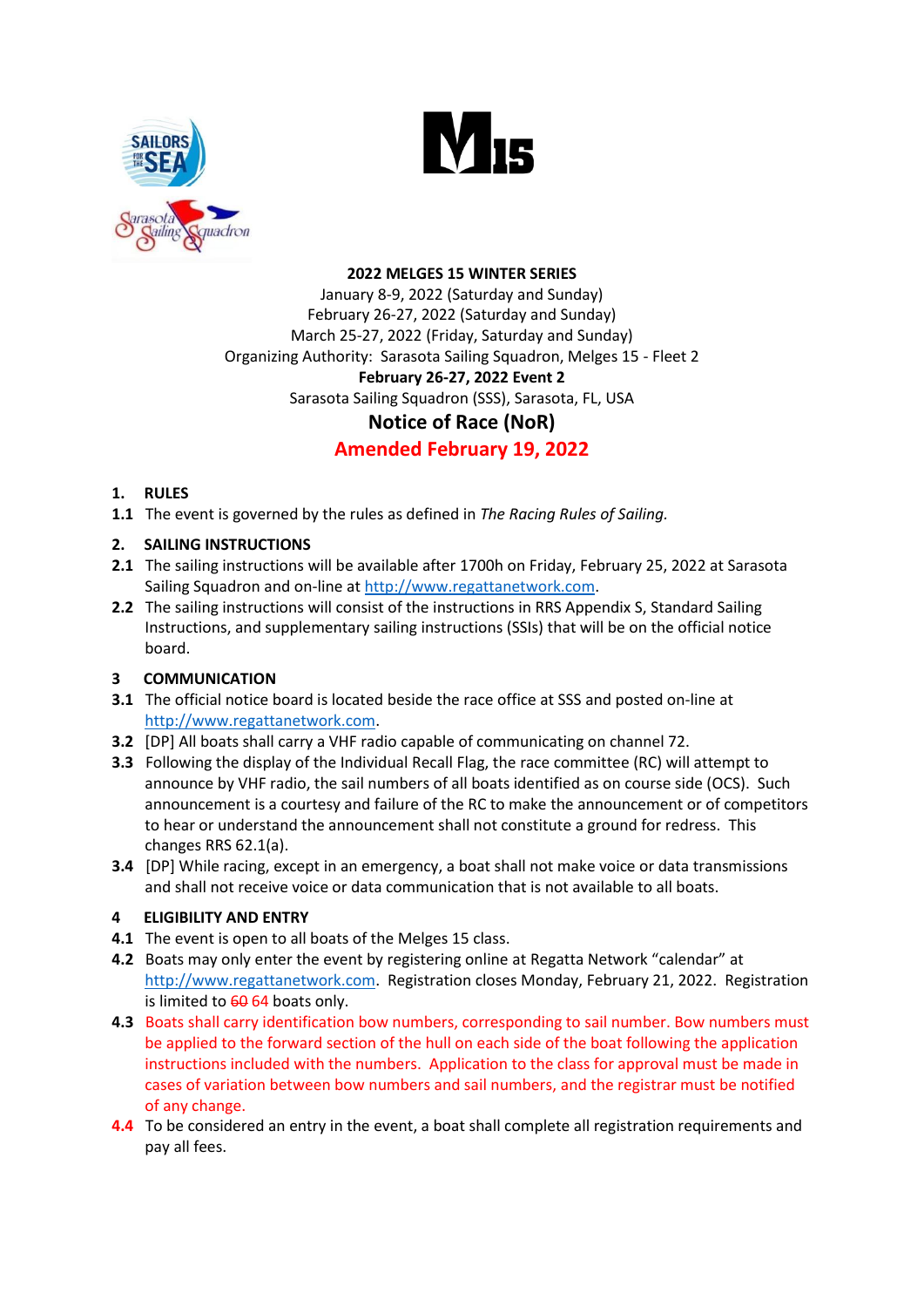**2022 MELGES 15 WINTER SERIES**

January 8-9, 2022 (Saturday and Sunday)
February 26-27, 2022 (Saturday and Sunday)
March 25-27, 2022 (Friday, Saturday and Sunday)
Organizing Authority: Sarasota Sailing Squadron, Melges 15 - Fleet 2
**February 26-27, 2022 Event 2**
Sarasota Sailing Squadron (SSS), Sarasota, FL, USA

# Notice of Race (NoR)

## Amended February 19, 2022

**1. RULES**

**1.1** The event is governed by the rules as defined in *The Racing Rules of Sailing*.

**2. SAILING INSTRUCTIONS**

**2.1** The sailing instructions will be available after 1700h on Friday, February 25, 2022 at Sarasota Sailing Squadron and on-line at http://www.regattanetwork.com.

**2.2** The sailing instructions will consist of the instructions in RRS Appendix S, Standard Sailing Instructions, and supplementary sailing instructions (SSIs) that will be on the official notice board.

**3 COMMUNICATION**

**3.1** The official notice board is located beside the race office at SSS and posted on-line at http://www.regattanetwork.com.

**3.2** [DP] All boats shall carry a VHF radio capable of communicating on channel 72.

**3.3** Following the display of the Individual Recall Flag, the race committee (RC) will attempt to announce by VHF radio, the sail numbers of all boats identified as on course side (OCS). Such announcement is a courtesy and failure of the RC to make the announcement or of competitors to hear or understand the announcement shall not constitute a ground for redress. This changes RRS 62.1(a).

**3.4** [DP] While racing, except in an emergency, a boat shall not make voice or data transmissions and shall not receive voice or data communication that is not available to all boats.

**4 ELIGIBILITY AND ENTRY**

**4.1** The event is open to all boats of the Melges 15 class.

**4.2** Boats may only enter the event by registering online at Regatta Network "calendar" at http://www.regattanetwork.com. Registration closes Monday, February 21, 2022. Registration is limited to ~~60~~ 64 boats only.

**4.3** Boats shall carry identification bow numbers, corresponding to sail number. Bow numbers must be applied to the forward section of the hull on each side of the boat following the application instructions included with the numbers. Application to the class for approval must be made in cases of variation between bow numbers and sail numbers, and the registrar must be notified of any change.

**4.4** To be considered an entry in the event, a boat shall complete all registration requirements and pay all fees.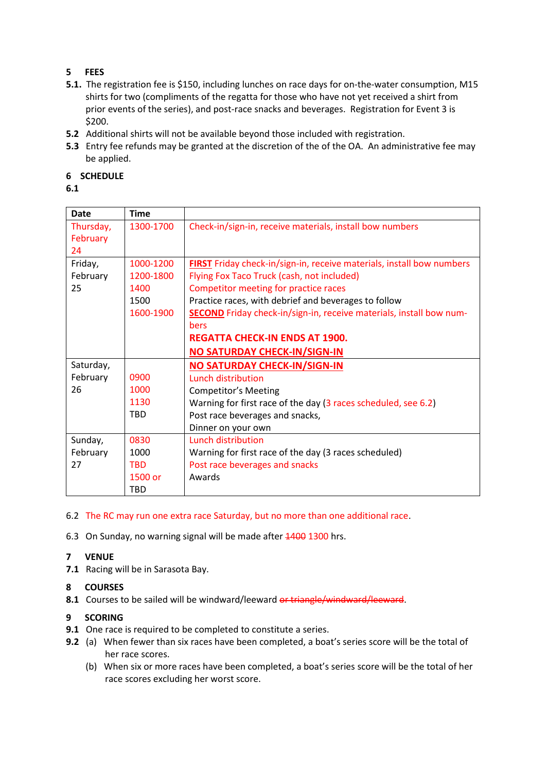## 5 FEES

**5.1.** The registration fee is $150, including lunches on race days for on-the-water consumption, M15 shirts for two (compliments of the regatta for those who have not yet received a shirt from prior events of the series), and post-race snacks and beverages. Registration for Event 3 is $200.

**5.2** Additional shirts will not be available beyond those included with registration.

**5.3** Entry fee refunds may be granted at the discretion of the of the OA. An administrative fee may be applied.

## 6 SCHEDULE

**6.1**

| Date | Time | |
|---|---|---|
| Thursday, February 24 | 1300-1700 | Check-in/sign-in, receive materials, install bow numbers |
| Friday, February 25 | 1000-1200<br>1200-1800<br>1400<br>1500<br>1600-1900 | **FIRST** Friday check-in/sign-in, receive materials, install bow numbers<br>Flying Fox Taco Truck (cash, not included)<br>Competitor meeting for practice races<br>Practice races, with debrief and beverages to follow<br>**SECOND** Friday check-in/sign-in, receive materials, install bow numbers<br>**REGATTA CHECK-IN ENDS AT 1900.**<br>**NO SATURDAY CHECK-IN/SIGN-IN** |
| Saturday, February 26 | <br>0900<br>1000<br>1130<br>TBD | **NO SATURDAY CHECK-IN/SIGN-IN**<br>Lunch distribution<br>Competitor's Meeting<br>Warning for first race of the day (3 races scheduled, see 6.2)<br>Post race beverages and snacks,<br>Dinner on your own |
| Sunday, February 27 | 0830<br>1000<br>TBD<br>1500 or TBD | Lunch distribution<br>Warning for first race of the day (3 races scheduled)<br>Post race beverages and snacks<br>Awards |

6.2 The RC may run one extra race Saturday, but no more than one additional race.

6.3 On Sunday, no warning signal will be made after ~~1400~~ 1300 hrs.

## 7 VENUE

**7.1** Racing will be in Sarasota Bay.

## 8 COURSES

**8.1** Courses to be sailed will be windward/leeward ~~or triangle/windward/leeward~~.

## 9 SCORING

**9.1** One race is required to be completed to constitute a series.

**9.2** (a) When fewer than six races have been completed, a boat's series score will be the total of her race scores.

(b) When six or more races have been completed, a boat's series score will be the total of her race scores excluding her worst score.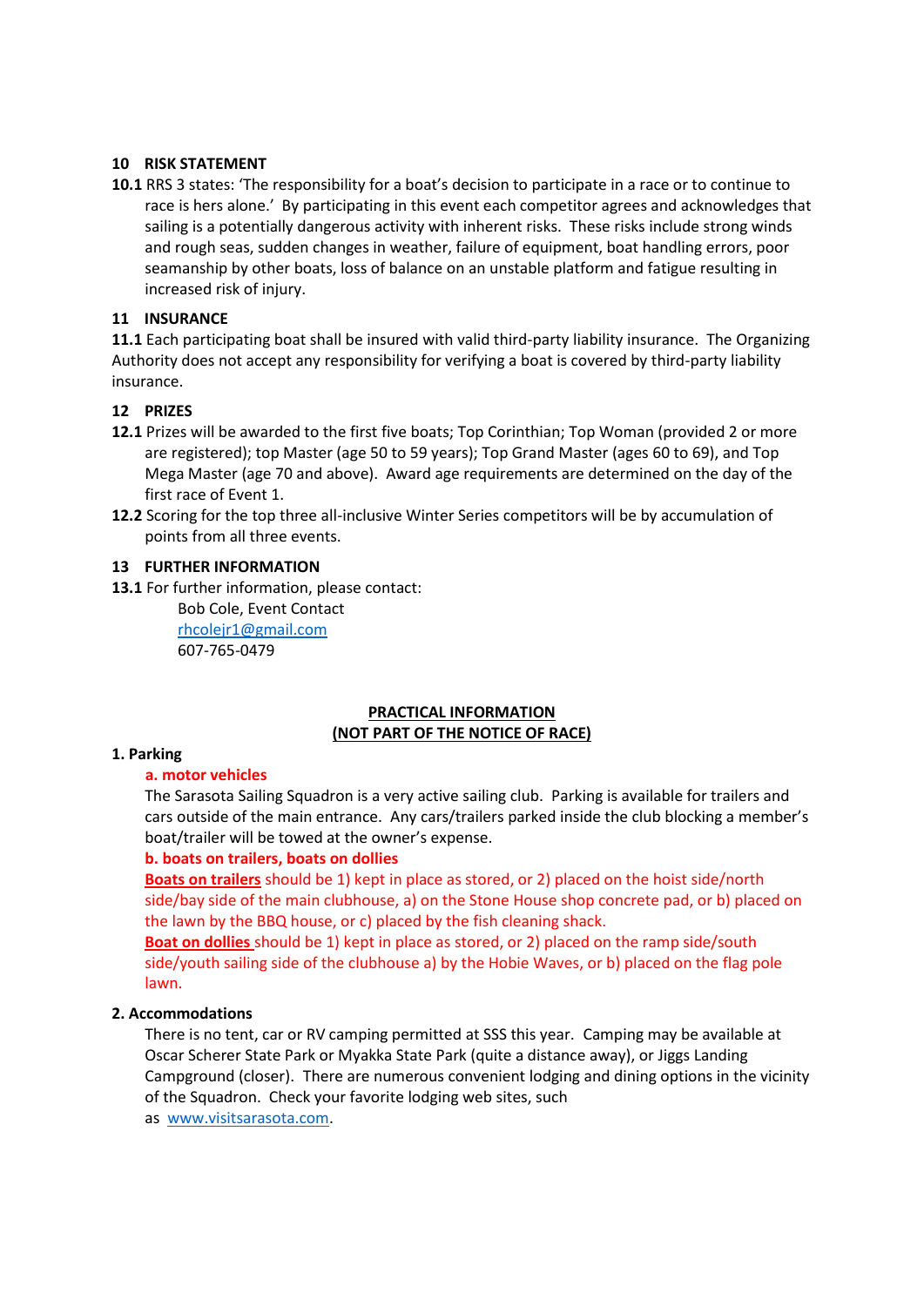## 10 RISK STATEMENT

**10.1** RRS 3 states: 'The responsibility for a boat's decision to participate in a race or to continue to race is hers alone.' By participating in this event each competitor agrees and acknowledges that sailing is a potentially dangerous activity with inherent risks. These risks include strong winds and rough seas, sudden changes in weather, failure of equipment, boat handling errors, poor seamanship by other boats, loss of balance on an unstable platform and fatigue resulting in increased risk of injury.

## 11 INSURANCE

**11.1** Each participating boat shall be insured with valid third-party liability insurance. The Organizing Authority does not accept any responsibility for verifying a boat is covered by third-party liability insurance.

## 12 PRIZES

**12.1** Prizes will be awarded to the first five boats; Top Corinthian; Top Woman (provided 2 or more are registered); top Master (age 50 to 59 years); Top Grand Master (ages 60 to 69), and Top Mega Master (age 70 and above). Award age requirements are determined on the day of the first race of Event 1.

**12.2** Scoring for the top three all-inclusive Winter Series competitors will be by accumulation of points from all three events.

## 13 FURTHER INFORMATION

**13.1** For further information, please contact:

Bob Cole, Event Contact
rhcolejr1@gmail.com
607-765-0479

## PRACTICAL INFORMATION
## (NOT PART OF THE NOTICE OF RACE)

### 1. Parking

**a. motor vehicles**

The Sarasota Sailing Squadron is a very active sailing club. Parking is available for trailers and cars outside of the main entrance. Any cars/trailers parked inside the club blocking a member's boat/trailer will be towed at the owner's expense.

**b. boats on trailers, boats on dollies**

**Boats on trailers** should be 1) kept in place as stored, or 2) placed on the hoist side/north side/bay side of the main clubhouse, a) on the Stone House shop concrete pad, or b) placed on the lawn by the BBQ house, or c) placed by the fish cleaning shack.

**Boat on dollies** should be 1) kept in place as stored, or 2) placed on the ramp side/south side/youth sailing side of the clubhouse a) by the Hobie Waves, or b) placed on the flag pole lawn.

### 2. Accommodations

There is no tent, car or RV camping permitted at SSS this year. Camping may be available at Oscar Scherer State Park or Myakka State Park (quite a distance away), or Jiggs Landing Campground (closer). There are numerous convenient lodging and dining options in the vicinity of the Squadron. Check your favorite lodging web sites, such as www.visitsarasota.com.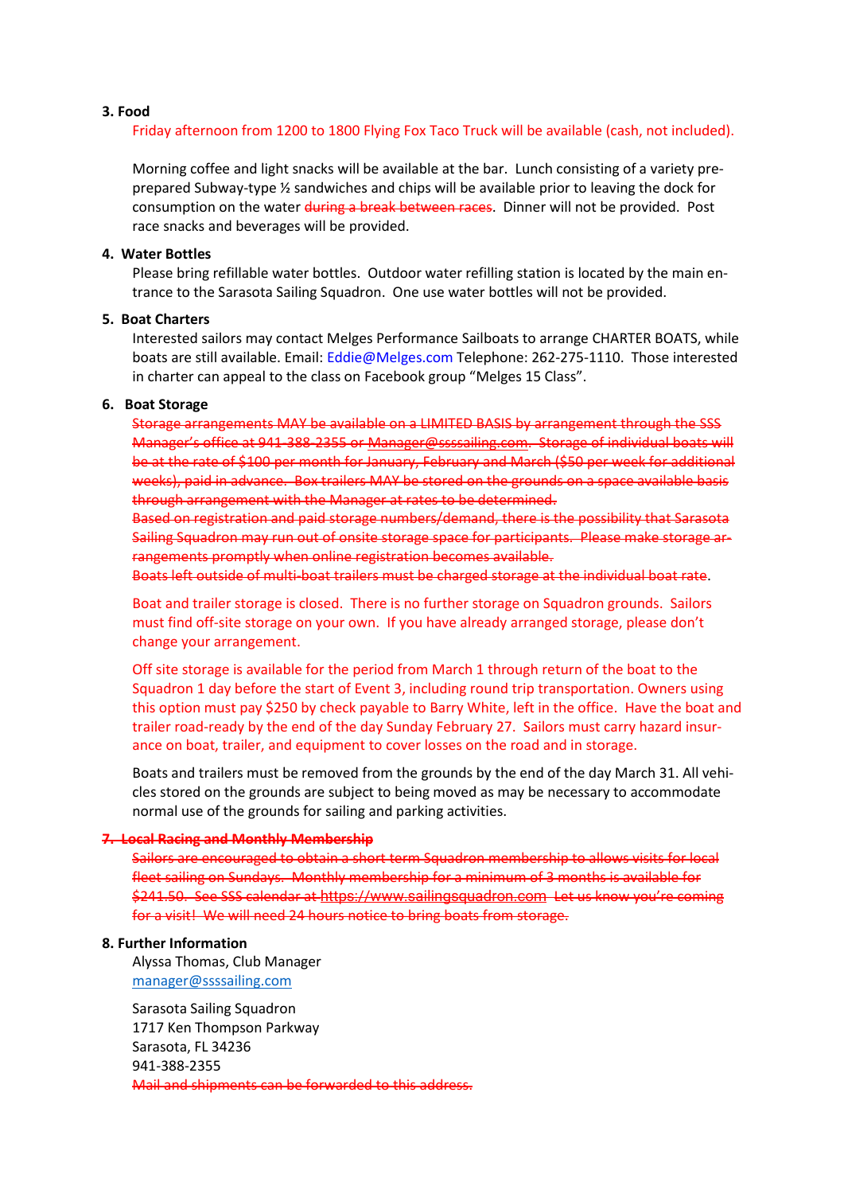### 3. Food

Friday afternoon from 1200 to 1800 Flying Fox Taco Truck will be available (cash, not included).

Morning coffee and light snacks will be available at the bar. Lunch consisting of a variety pre-prepared Subway-type ½ sandwiches and chips will be available prior to leaving the dock for consumption on the water ~~during a break between races~~. Dinner will not be provided. Post race snacks and beverages will be provided.

### 4. Water Bottles

Please bring refillable water bottles. Outdoor water refilling station is located by the main entrance to the Sarasota Sailing Squadron. One use water bottles will not be provided.

### 5. Boat Charters

Interested sailors may contact Melges Performance Sailboats to arrange CHARTER BOATS, while boats are still available. Email: Eddie@Melges.com Telephone: 262-275-1110. Those interested in charter can appeal to the class on Facebook group "Melges 15 Class".

### 6. Boat Storage

~~Storage arrangements MAY be available on a LIMITED BASIS by arrangement through the SSS Manager's office at 941-388-2355 or Manager@ssssailing.com. Storage of individual boats will be at the rate of $100 per month for January, February and March ($50 per week for additional weeks), paid in advance. Box trailers MAY be stored on the grounds on a space available basis through arrangement with the Manager at rates to be determined.~~
~~Based on registration and paid storage numbers/demand, there is the possibility that Sarasota Sailing Squadron may run out of onsite storage space for participants. Please make storage arrangements promptly when online registration becomes available.~~
~~Boats left outside of multi-boat trailers must be charged storage at the individual boat rate~~.

Boat and trailer storage is closed. There is no further storage on Squadron grounds. Sailors must find off-site storage on your own. If you have already arranged storage, please don't change your arrangement.

Off site storage is available for the period from March 1 through return of the boat to the Squadron 1 day before the start of Event 3, including round trip transportation. Owners using this option must pay $250 by check payable to Barry White, left in the office. Have the boat and trailer road-ready by the end of the day Sunday February 27. Sailors must carry hazard insurance on boat, trailer, and equipment to cover losses on the road and in storage.

Boats and trailers must be removed from the grounds by the end of the day March 31. All vehicles stored on the grounds are subject to being moved as may be necessary to accommodate normal use of the grounds for sailing and parking activities.

### ~~7. Local Racing and Monthly Membership~~

~~Sailors are encouraged to obtain a short term Squadron membership to allows visits for local fleet sailing on Sundays. Monthly membership for a minimum of 3 months is available for $241.50. See SSS calendar at https://www.sailingsquadron.com Let us know you're coming for a visit! We will need 24 hours notice to bring boats from storage.~~

### 8. Further Information

Alyssa Thomas, Club Manager
manager@ssssailing.com

Sarasota Sailing Squadron
1717 Ken Thompson Parkway
Sarasota, FL 34236
941-388-2355
~~Mail and shipments can be forwarded to this address.~~